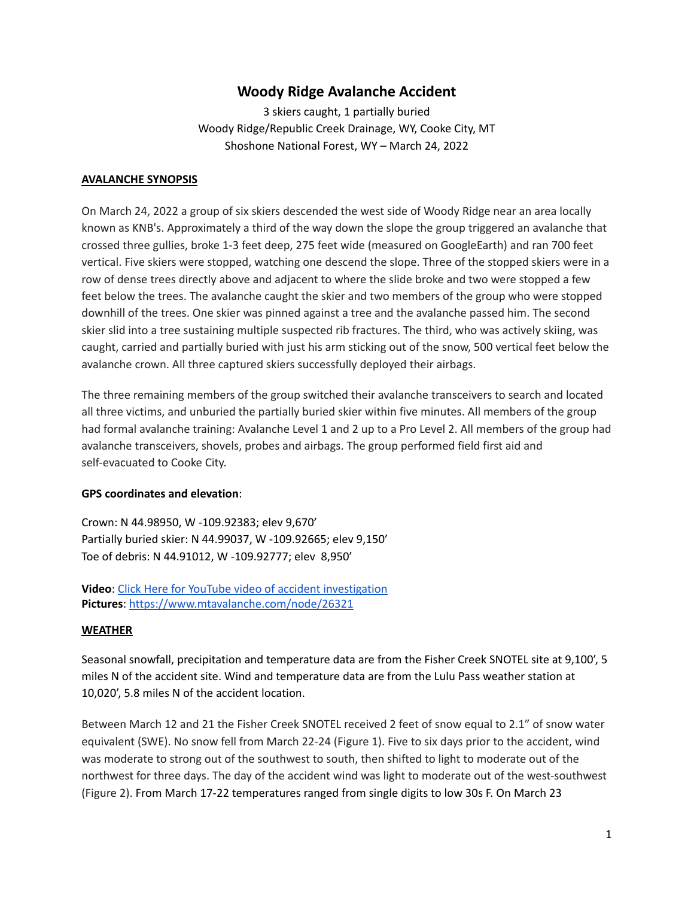# Woody Ridge Avalanche Accident

3 skiers caught, 1 partially buried
Woody Ridge/Republic Creek Drainage, WY, Cooke City, MT
Shoshone National Forest, WY – March 24, 2022

## AVALANCHE SYNOPSIS

On March 24, 2022 a group of six skiers descended the west side of Woody Ridge near an area locally known as KNB's. Approximately a third of the way down the slope the group triggered an avalanche that crossed three gullies, broke 1-3 feet deep, 275 feet wide (measured on GoogleEarth) and ran 700 feet vertical. Five skiers were stopped, watching one descend the slope. Three of the stopped skiers were in a row of dense trees directly above and adjacent to where the slide broke and two were stopped a few feet below the trees. The avalanche caught the skier and two members of the group who were stopped downhill of the trees. One skier was pinned against a tree and the avalanche passed him. The second skier slid into a tree sustaining multiple suspected rib fractures. The third, who was actively skiing, was caught, carried and partially buried with just his arm sticking out of the snow, 500 vertical feet below the avalanche crown. All three captured skiers successfully deployed their airbags.

The three remaining members of the group switched their avalanche transceivers to search and located all three victims, and unburied the partially buried skier within five minutes. All members of the group had formal avalanche training: Avalanche Level 1 and 2 up to a Pro Level 2. All members of the group had avalanche transceivers, shovels, probes and airbags. The group performed field first aid and self-evacuated to Cooke City.

**GPS coordinates and elevation**:

Crown: N 44.98950, W -109.92383; elev 9,670'
Partially buried skier: N 44.99037, W -109.92665; elev 9,150'
Toe of debris: N 44.91012, W -109.92777; elev 8,950'

**Video**: [Click Here for YouTube video of accident investigation]()
**Pictures**: https://www.mtavalanche.com/node/26321

## WEATHER

Seasonal snowfall, precipitation and temperature data are from the Fisher Creek SNOTEL site at 9,100', 5 miles N of the accident site. Wind and temperature data are from the Lulu Pass weather station at 10,020', 5.8 miles N of the accident location.

Between March 12 and 21 the Fisher Creek SNOTEL received 2 feet of snow equal to 2.1" of snow water equivalent (SWE). No snow fell from March 22-24 (Figure 1). Five to six days prior to the accident, wind was moderate to strong out of the southwest to south, then shifted to light to moderate out of the northwest for three days. The day of the accident wind was light to moderate out of the west-southwest (Figure 2). From March 17-22 temperatures ranged from single digits to low 30s F. On March 23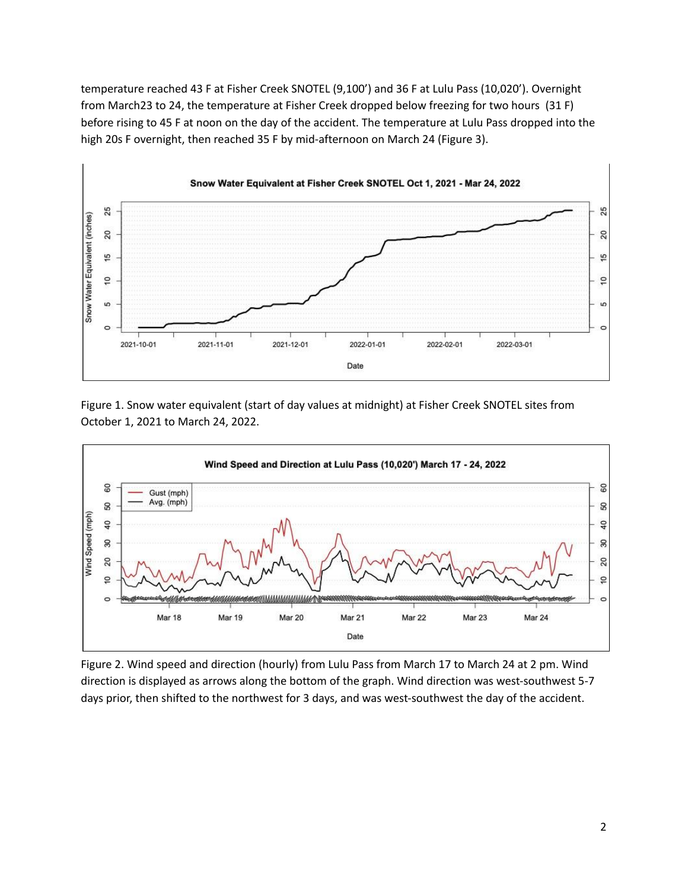temperature reached 43 F at Fisher Creek SNOTEL (9,100') and 36 F at Lulu Pass (10,020'). Overnight from March23 to 24, the temperature at Fisher Creek dropped below freezing for two hours (31 F) before rising to 45 F at noon on the day of the accident. The temperature at Lulu Pass dropped into the high 20s F overnight, then reached 35 F by mid-afternoon on March 24 (Figure 3).

Figure 1. Snow water equivalent (start of day values at midnight) at Fisher Creek SNOTEL sites from October 1, 2021 to March 24, 2022.

Figure 2. Wind speed and direction (hourly) from Lulu Pass from March 17 to March 24 at 2 pm. Wind direction is displayed as arrows along the bottom of the graph. Wind direction was west-southwest 5-7 days prior, then shifted to the northwest for 3 days, and was west-southwest the day of the accident.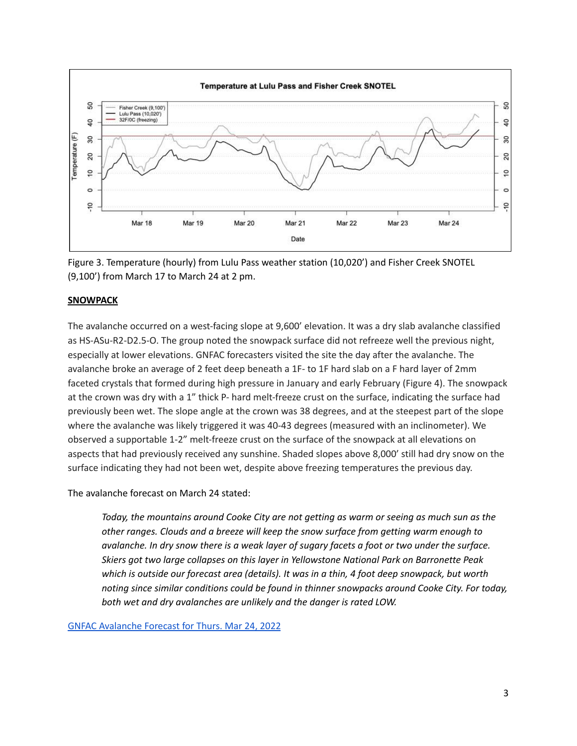Figure 3. Temperature (hourly) from Lulu Pass weather station (10,020’) and Fisher Creek SNOTEL (9,100’) from March 17 to March 24 at 2 pm.

**SNOWPACK**

The avalanche occurred on a west-facing slope at 9,600’ elevation. It was a dry slab avalanche classified as HS-ASu-R2-D2.5-O. The group noted the snowpack surface did not refreeze well the previous night, especially at lower elevations. GNFAC forecasters visited the site the day after the avalanche. The avalanche broke an average of 2 feet deep beneath a 1F- to 1F hard slab on a F hard layer of 2mm faceted crystals that formed during high pressure in January and early February (Figure 4). The snowpack at the crown was dry with a 1” thick P- hard melt-freeze crust on the surface, indicating the surface had previously been wet. The slope angle at the crown was 38 degrees, and at the steepest part of the slope where the avalanche was likely triggered it was 40-43 degrees (measured with an inclinometer). We observed a supportable 1-2” melt-freeze crust on the surface of the snowpack at all elevations on aspects that had previously received any sunshine. Shaded slopes above 8,000’ still had dry snow on the surface indicating they had not been wet, despite above freezing temperatures the previous day.

The avalanche forecast on March 24 stated:

> *Today, the mountains around Cooke City are not getting as warm or seeing as much sun as the other ranges. Clouds and a breeze will keep the snow surface from getting warm enough to avalanche. In dry snow there is a weak layer of sugary facets a foot or two under the surface. Skiers got two large collapses on this layer in Yellowstone National Park on Barronette Peak which is outside our forecast area (details). It was in a thin, 4 foot deep snowpack, but worth noting since similar conditions could be found in thinner snowpacks around Cooke City. For today, both wet and dry avalanches are unlikely and the danger is rated LOW.*

GNFAC Avalanche Forecast for Thurs. Mar 24, 2022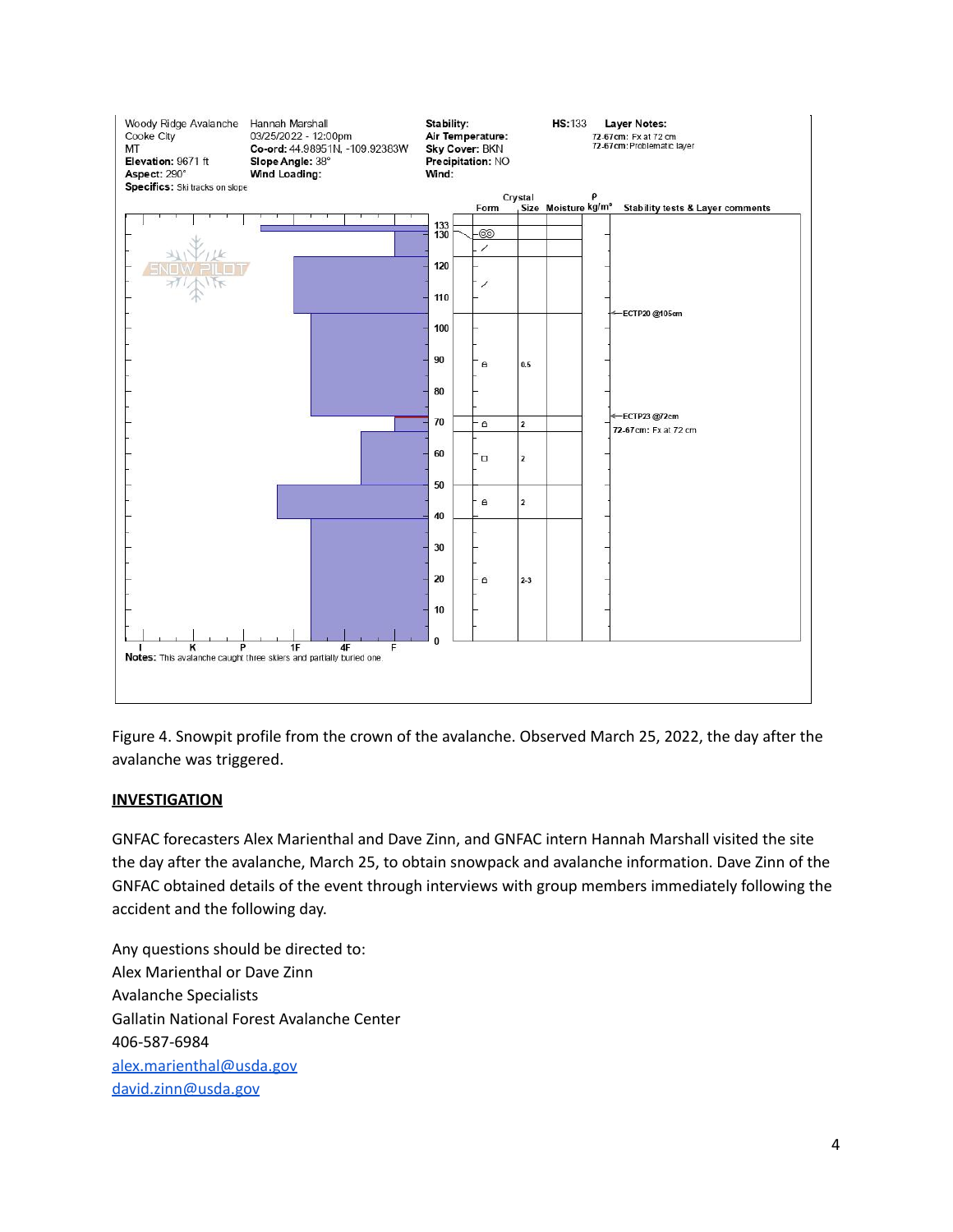Woody Ridge Avalanche
Cooke City
MT
**Elevation:** 9671 ft
**Aspect:** 290°
**Specifics:** Ski tracks on slope

Hannah Marshall
03/25/2022 - 12:00pm
**Co-ord:** 44.98951N, -109.92363W
**Slope Angle:** 38°
**Wind Loading:**

**Stability:**
**Air Temperature:**
**Sky Cover:** BKN
**Precipitation:** NO
**Wind:**

**HS:** 133

**Layer Notes:**
72-67cm: Fx at 72 cm
72-67cm: Problematic layer

Form | Crystal Size | Moisture | ρ kg/m³ | Stability tests & Layer comments

133
130
120
110
100
90
80
70
60
50
40
30
20
10
0

0.5
2
2
2
2-3

ECTP20 @105cm
ECTP23 @72cm
72-67cm: Fx at 72 cm

I K P 1F 4F F

**Notes:** This avalanche caught three skiers and partially buried one.

Figure 4. Snowpit profile from the crown of the avalanche. Observed March 25, 2022, the day after the avalanche was triggered.

## INVESTIGATION

GNFAC forecasters Alex Marienthal and Dave Zinn, and GNFAC intern Hannah Marshall visited the site the day after the avalanche, March 25, to obtain snowpack and avalanche information. Dave Zinn of the GNFAC obtained details of the event through interviews with group members immediately following the accident and the following day.

Any questions should be directed to:
Alex Marienthal or Dave Zinn
Avalanche Specialists
Gallatin National Forest Avalanche Center
406-587-6984
alex.marienthal@usda.gov
david.zinn@usda.gov